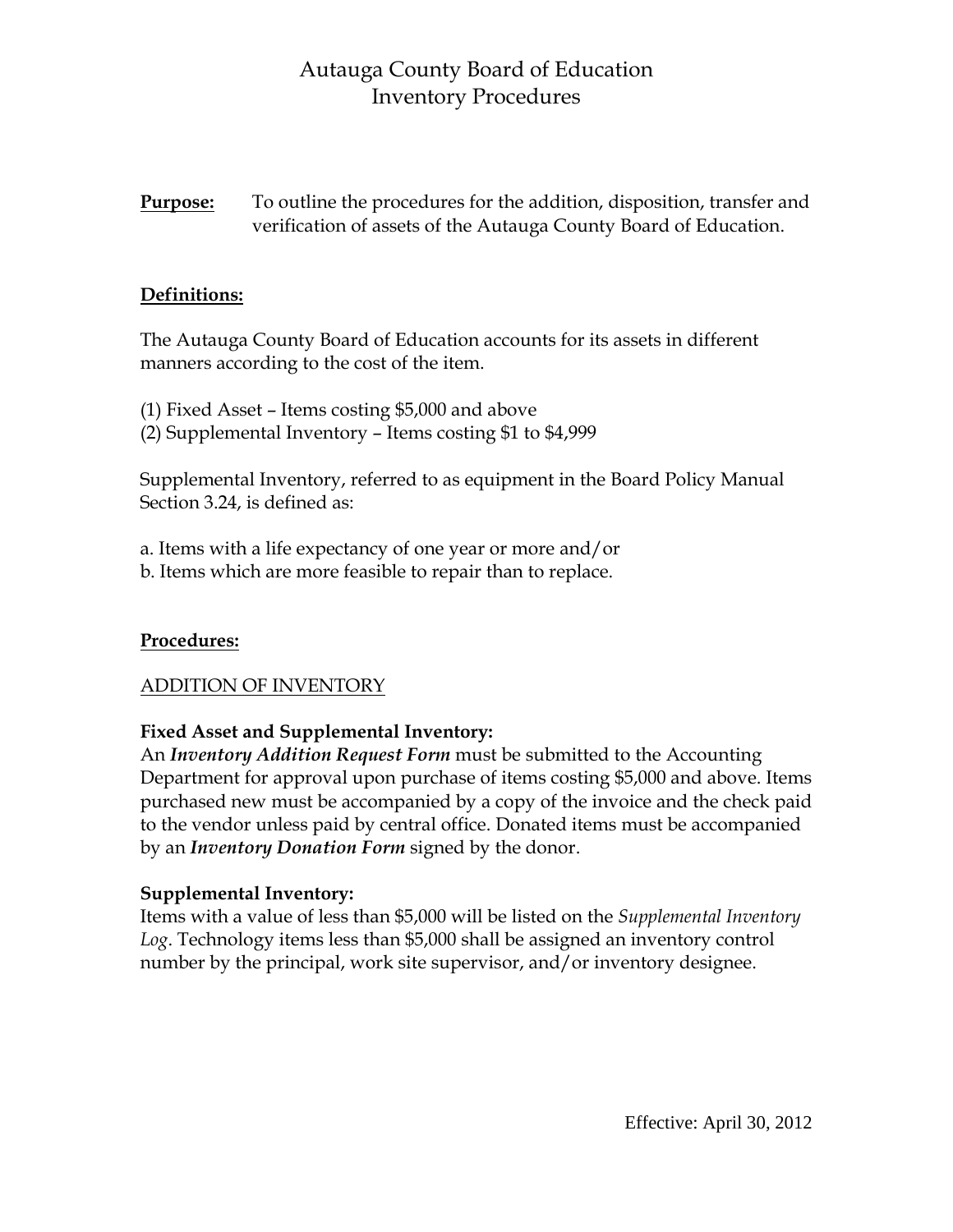# Autauga County Board of Education
## Inventory Procedures

**Purpose:** To outline the procedures for the addition, disposition, transfer and verification of assets of the Autauga County Board of Education.

**Definitions:**

The Autauga County Board of Education accounts for its assets in different manners according to the cost of the item.

(1) Fixed Asset – Items costing $5,000 and above
(2) Supplemental Inventory – Items costing $1 to $4,999

Supplemental Inventory, referred to as equipment in the Board Policy Manual Section 3.24, is defined as:

a. Items with a life expectancy of one year or more and/or
b. Items which are more feasible to repair than to replace.

**Procedures:**

ADDITION OF INVENTORY

**Fixed Asset and Supplemental Inventory:**
An ***Inventory Addition Request Form*** must be submitted to the Accounting Department for approval upon purchase of items costing $5,000 and above. Items purchased new must be accompanied by a copy of the invoice and the check paid to the vendor unless paid by central office. Donated items must be accompanied by an ***Inventory Donation Form*** signed by the donor.

**Supplemental Inventory:**
Items with a value of less than $5,000 will be listed on the *Supplemental Inventory Log*. Technology items less than $5,000 shall be assigned an inventory control number by the principal, work site supervisor, and/or inventory designee.

Effective: April 30, 2012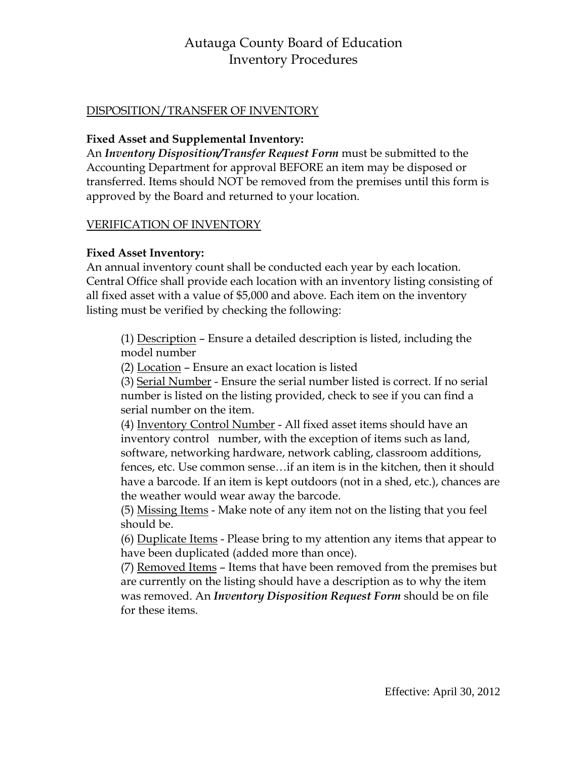# Autauga County Board of Education
# Inventory Procedures

## DISPOSITION/TRANSFER OF INVENTORY

**Fixed Asset and Supplemental Inventory:**
An ***Inventory Disposition/Transfer Request Form*** must be submitted to the Accounting Department for approval BEFORE an item may be disposed or transferred. Items should NOT be removed from the premises until this form is approved by the Board and returned to your location.

## VERIFICATION OF INVENTORY

**Fixed Asset Inventory:**
An annual inventory count shall be conducted each year by each location. Central Office shall provide each location with an inventory listing consisting of all fixed asset with a value of $5,000 and above. Each item on the inventory listing must be verified by checking the following:

(1) Description – Ensure a detailed description is listed, including the model number
(2) Location – Ensure an exact location is listed
(3) Serial Number - Ensure the serial number listed is correct. If no serial number is listed on the listing provided, check to see if you can find a serial number on the item.
(4) Inventory Control Number - All fixed asset items should have an inventory control number, with the exception of items such as land, software, networking hardware, network cabling, classroom additions, fences, etc. Use common sense…if an item is in the kitchen, then it should have a barcode. If an item is kept outdoors (not in a shed, etc.), chances are the weather would wear away the barcode.
(5) Missing Items - Make note of any item not on the listing that you feel should be.
(6) Duplicate Items - Please bring to my attention any items that appear to have been duplicated (added more than once).
(7) Removed Items – Items that have been removed from the premises but are currently on the listing should have a description as to why the item was removed. An ***Inventory Disposition Request Form*** should be on file for these items.

Effective: April 30, 2012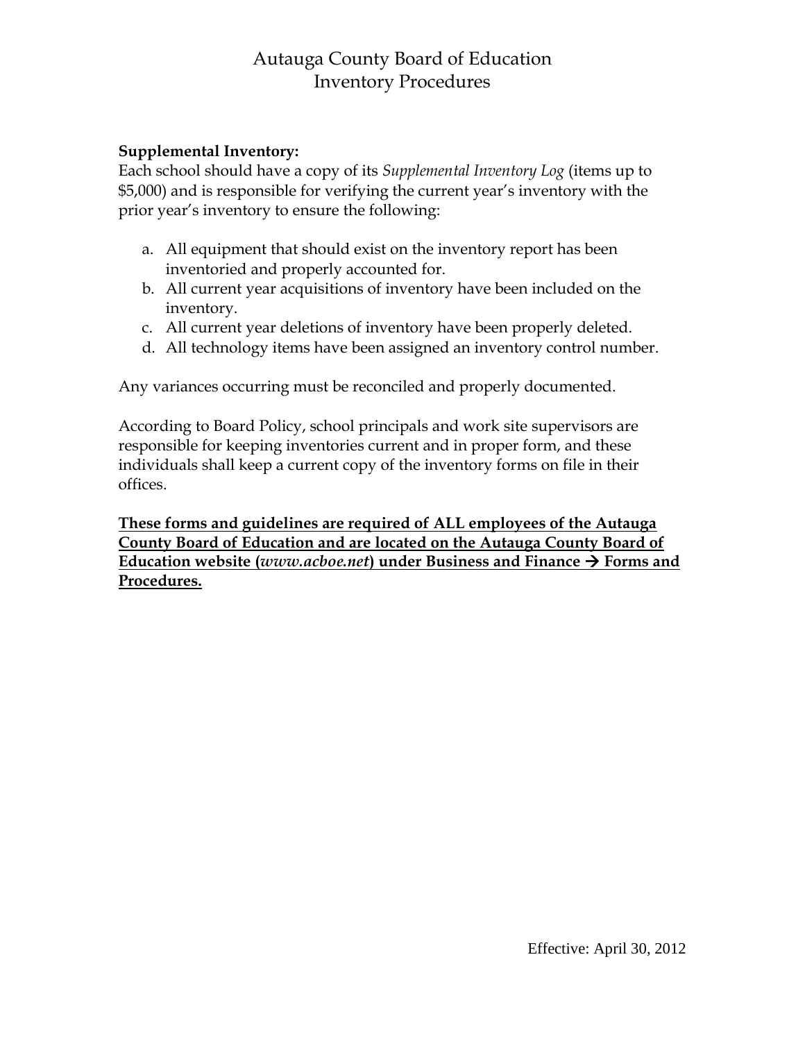# Autauga County Board of Education
## Inventory Procedures

**Supplemental Inventory:**
Each school should have a copy of its *Supplemental Inventory Log* (items up to $5,000) and is responsible for verifying the current year's inventory with the prior year's inventory to ensure the following:

a. All equipment that should exist on the inventory report has been inventoried and properly accounted for.
b. All current year acquisitions of inventory have been included on the inventory.
c. All current year deletions of inventory have been properly deleted.
d. All technology items have been assigned an inventory control number.

Any variances occurring must be reconciled and properly documented.

According to Board Policy, school principals and work site supervisors are responsible for keeping inventories current and in proper form, and these individuals shall keep a current copy of the inventory forms on file in their offices.

<u>**These forms and guidelines are required of ALL employees of the Autauga County Board of Education and are located on the Autauga County Board of Education website (*www.acboe.net*) under Business and Finance → Forms and Procedures.**</u>

Effective: April 30, 2012